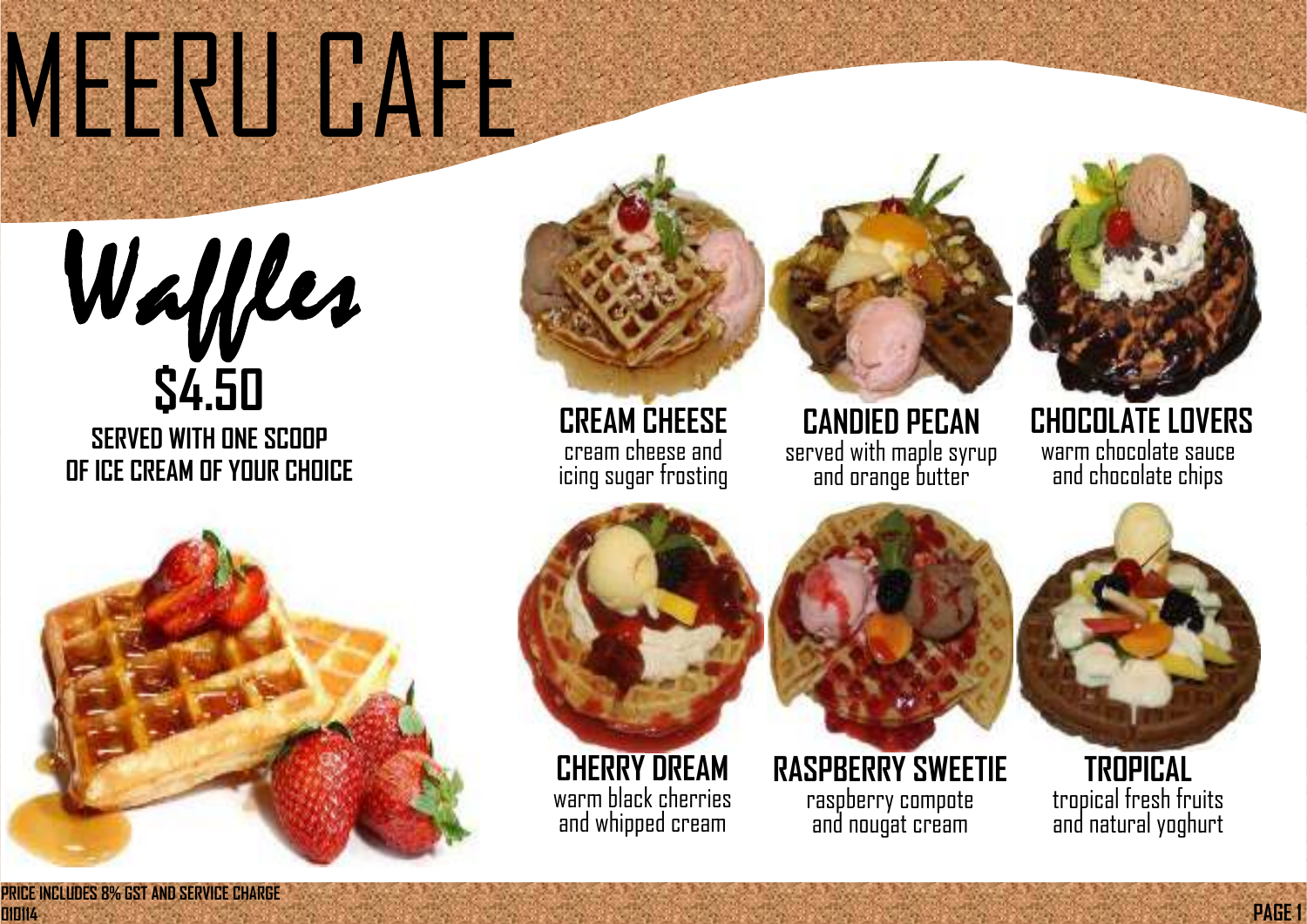# MEERU CAFE

## Waffles

**$4.50**

**SERVED WITH ONE SCOOP OF ICE CREAM OF YOUR CHOICE**

### CREAM CHEESE
cream cheese and icing sugar frosting

### CANDIED PECAN
served with maple syrup and orange butter

### CHOCOLATE LOVERS
warm chocolate sauce and chocolate chips

### CHERRY DREAM
warm black cherries and whipped cream

### RASPBERRY SWEETIE
raspberry compote and nougat cream

### TROPICAL
tropical fresh fruits and natural yoghurt

**PRICE INCLUDES 8% GST AND SERVICE CHARGE**
**010114**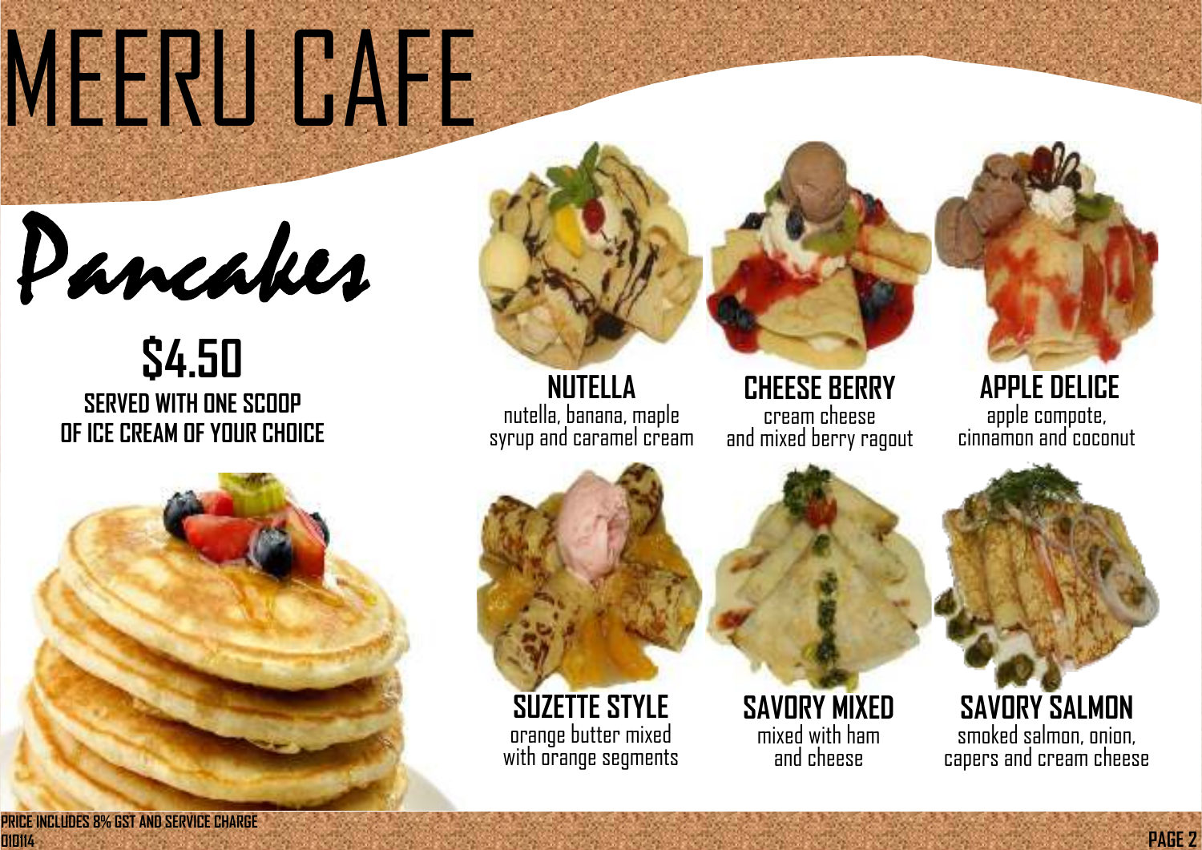# MEERU CAFE

## Pancakes

**$4.50**

**SERVED WITH ONE SCOOP OF ICE CREAM OF YOUR CHOICE**

### NUTELLA
nutella, banana, maple syrup and caramel cream

### CHEESE BERRY
cream cheese and mixed berry ragout

### APPLE DELICE
apple compote, cinnamon and coconut

### SUZETTE STYLE
orange butter mixed with orange segments

### SAVORY MIXED
mixed with ham and cheese

### SAVORY SALMON
smoked salmon, onion, capers and cream cheese

**PRICE INCLUDES 8% GST AND SERVICE CHARGE**

010114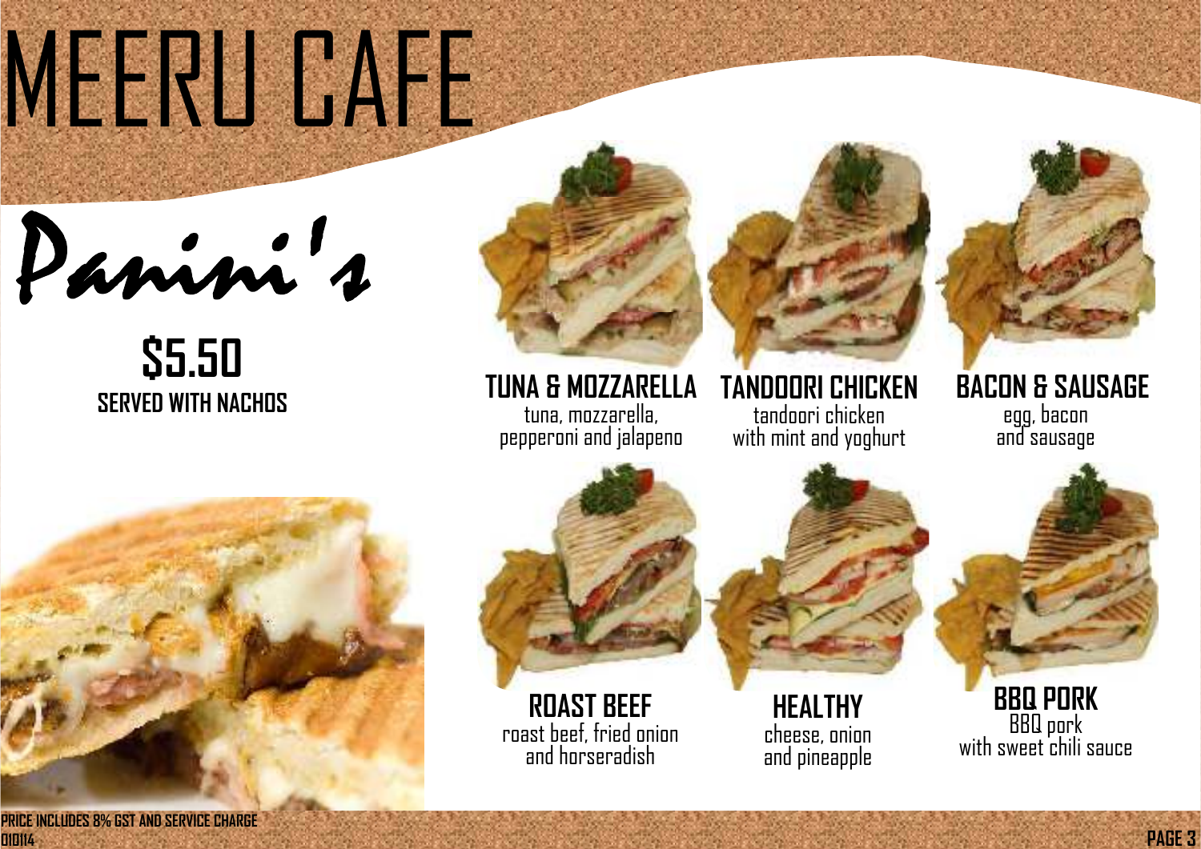# MEERU CAFE

## Panini's

**$5.50**
**SERVED WITH NACHOS**

### TUNA & MOZZARELLA
tuna, mozzarella, pepperoni and jalapeno

### TANDOORI CHICKEN
tandoori chicken with mint and yoghurt

### BACON & SAUSAGE
egg, bacon and sausage

### ROAST BEEF
roast beef, fried onion and horseradish

### HEALTHY
cheese, onion and pineapple

### BBQ PORK
BBQ pork with sweet chili sauce

PRICE INCLUDES 8% GST AND SERVICE CHARGE
010114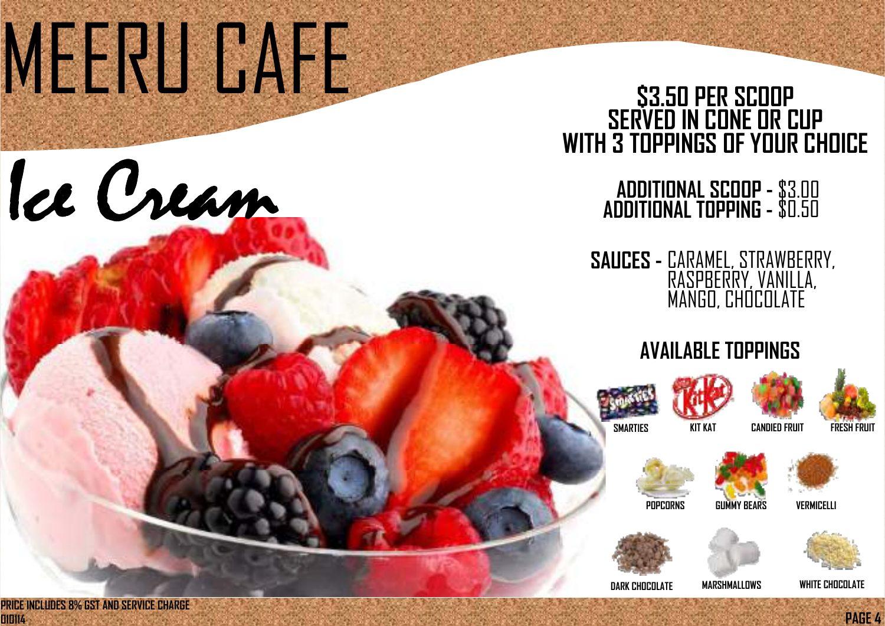# MEERU CAFE

## Ice Cream

**$3.50 PER SCOOP**
**SERVED IN CONE OR CUP**
**WITH 3 TOPPINGS OF YOUR CHOICE**

**ADDITIONAL SCOOP -** $3.00
**ADDITIONAL TOPPING -** $0.50

**SAUCES -** CARAMEL, STRAWBERRY, RASPBERRY, VANILLA, MANGO, CHOCOLATE

### AVAILABLE TOPPINGS

- SMARTIES
- KIT KAT
- CANDIED FRUIT
- FRESH FRUIT
- POPCORNS
- GUMMY BEARS
- VERMICELLI
- DARK CHOCOLATE
- MARSHMALLOWS
- WHITE CHOCOLATE

PRICE INCLUDES 8% GST AND SERVICE CHARGE
010114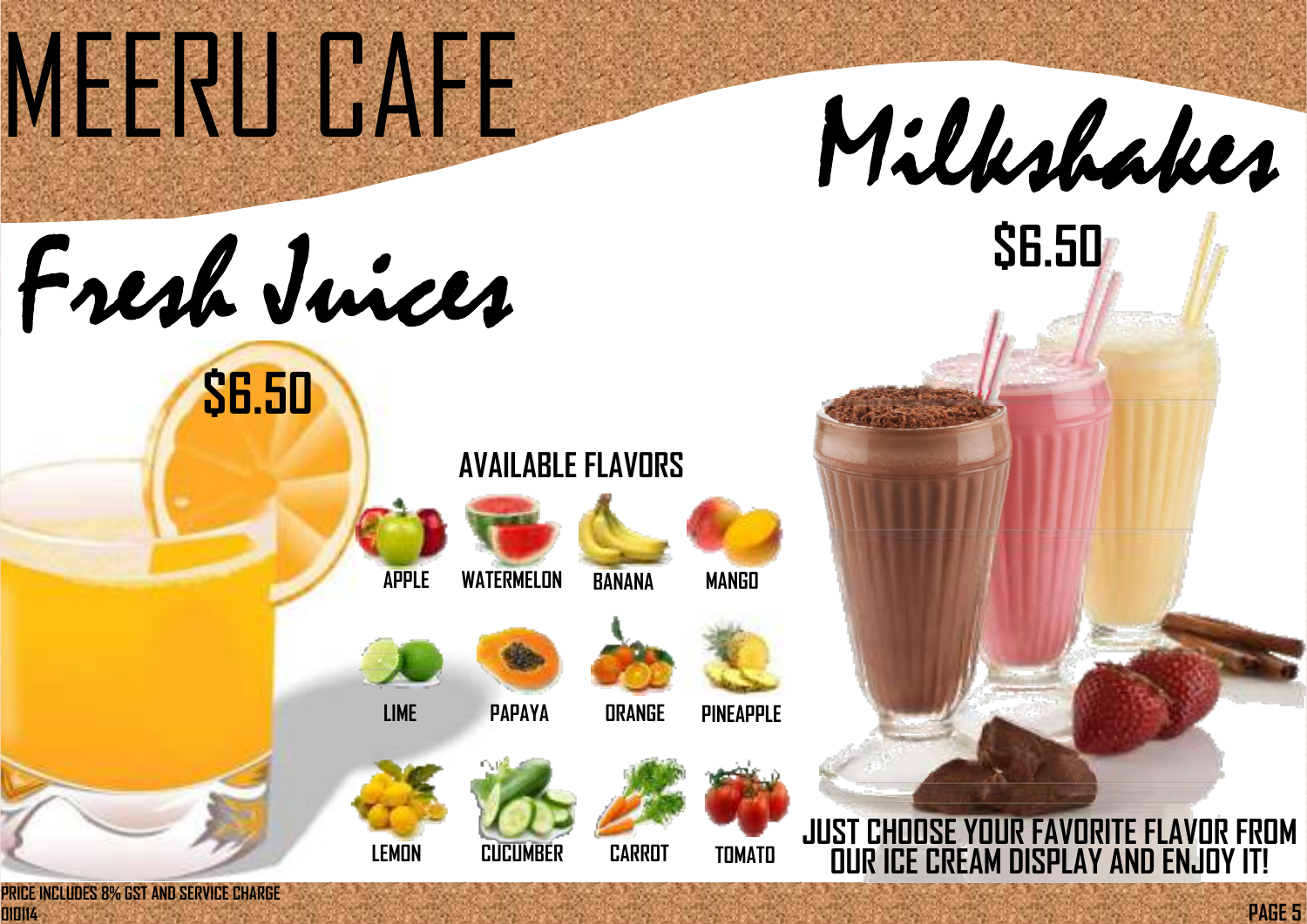# MEERU CAFE

## Fresh Juices

**$6.50**

### AVAILABLE FLAVORS

- APPLE
- WATERMELON
- BANANA
- MANGO
- LIME
- PAPAYA
- ORANGE
- PINEAPPLE
- LEMON
- CUCUMBER
- CARROT
- TOMATO

## Milkshakes

**$6.50**

JUST CHOOSE YOUR FAVORITE FLAVOR FROM OUR ICE CREAM DISPLAY AND ENJOY IT!

PRICE INCLUDES 8% GST AND SERVICE CHARGE

010114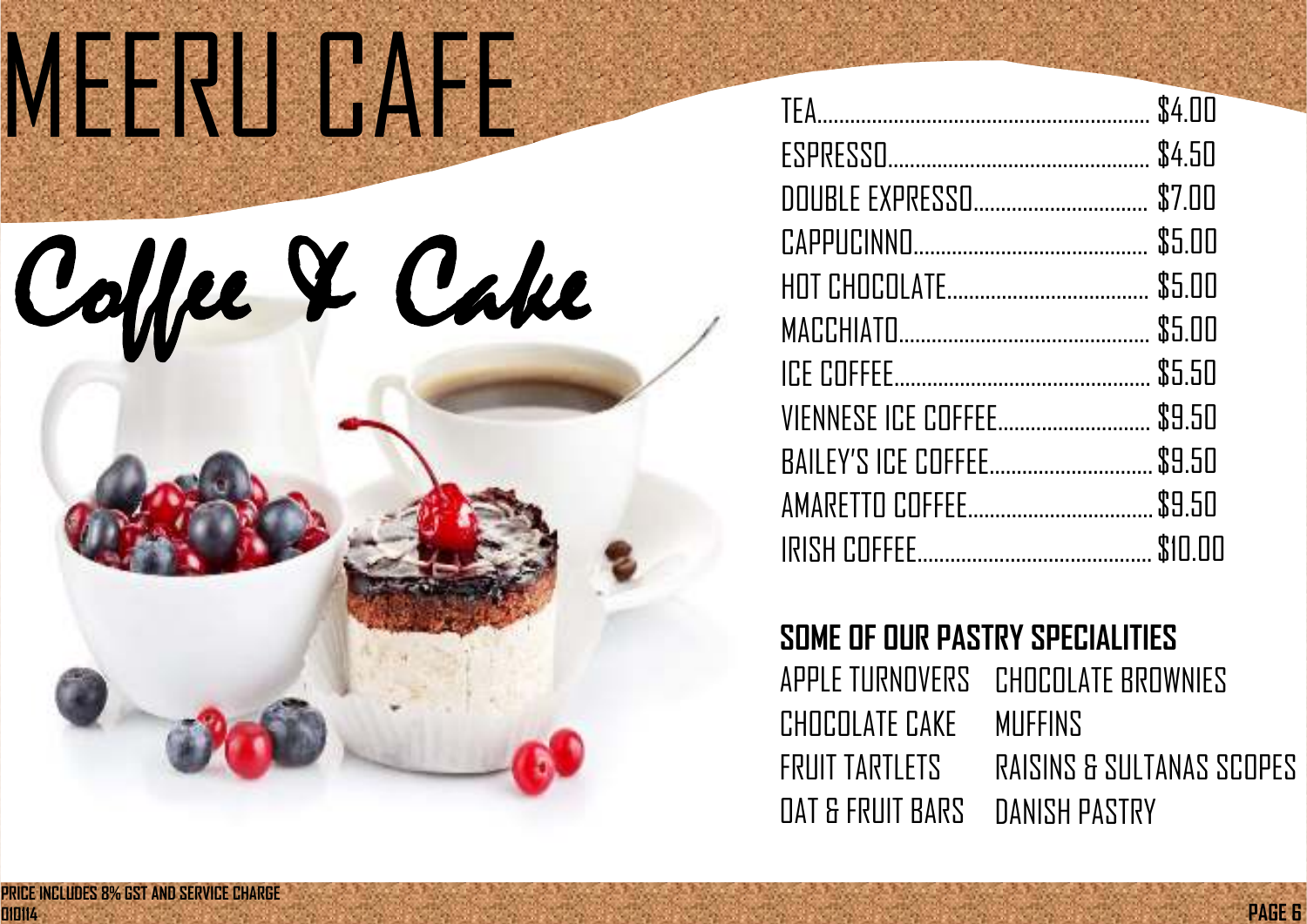# MEERU CAFE

## Coffee & Cake

| | |
|---|---|
| TEA | $4.00 |
| ESPRESSO | $4.50 |
| DOUBLE EXPRESSO | $7.00 |
| CAPPUCINNO | $5.00 |
| HOT CHOCOLATE | $5.00 |
| MACCHIATO | $5.00 |
| ICE COFFEE | $5.50 |
| VIENNESE ICE COFFEE | $9.50 |
| BAILEY'S ICE COFFEE | $9.50 |
| AMARETTO COFFEE | $9.50 |
| IRISH COFFEE | $10.00 |

**SOME OF OUR PASTRY SPECIALITIES**

- APPLE TURNOVERS
- CHOCOLATE CAKE
- FRUIT TARTLETS
- OAT & FRUIT BARS
- CHOCOLATE BROWNIES
- MUFFINS
- RAISINS & SULTANAS SCOPES
- DANISH PASTRY

**PRICE INCLUDES 8% GST AND SERVICE CHARGE**

**010114**